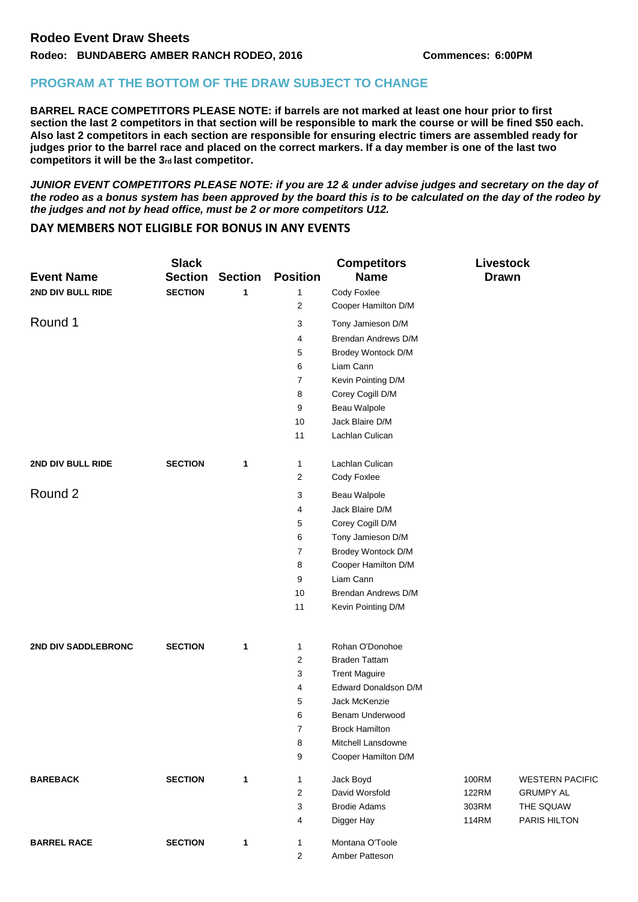## Rodeo Event Draw Sheets

**Rodeo: BUNDABERG AMBER RANCH RODEO, 2016** **Commences: 6:00PM**

### PROGRAM AT THE BOTTOM OF THE DRAW SUBJECT TO CHANGE

**BARREL RACE COMPETITORS PLEASE NOTE: if barrels are not marked at least one hour prior to first section the last 2 competitors in that section will be responsible to mark the course or will be fined $50 each. Also last 2 competitors in each section are responsible for ensuring electric timers are assembled ready for judges prior to the barrel race and placed on the correct markers. If a day member is one of the last two competitors it will be the 3rd last competitor.**

***JUNIOR EVENT COMPETITORS PLEASE NOTE: if you are 12 & under advise judges and secretary on the day of the rodeo as a bonus system has been approved by the board this is to be calculated on the day of the rodeo by the judges and not by head office, must be 2 or more competitors U12.***

**DAY MEMBERS NOT ELIGIBLE FOR BONUS IN ANY EVENTS**

| Event Name | Slack Section | Section | Position | Competitors Name | Livestock Drawn | |
|---|---|---|---|---|---|---|
| **2ND DIV BULL RIDE** | **SECTION** | **1** | 1 | Cody Foxlee | | |
| | | | 2 | Cooper Hamilton D/M | | |
| Round 1 | | | 3 | Tony Jamieson D/M | | |
| | | | 4 | Brendan Andrews D/M | | |
| | | | 5 | Brodey Wontock D/M | | |
| | | | 6 | Liam Cann | | |
| | | | 7 | Kevin Pointing D/M | | |
| | | | 8 | Corey Cogill D/M | | |
| | | | 9 | Beau Walpole | | |
| | | | 10 | Jack Blaire D/M | | |
| | | | 11 | Lachlan Culican | | |
| **2ND DIV BULL RIDE** | **SECTION** | **1** | 1 | Lachlan Culican | | |
| | | | 2 | Cody Foxlee | | |
| Round 2 | | | 3 | Beau Walpole | | |
| | | | 4 | Jack Blaire D/M | | |
| | | | 5 | Corey Cogill D/M | | |
| | | | 6 | Tony Jamieson D/M | | |
| | | | 7 | Brodey Wontock D/M | | |
| | | | 8 | Cooper Hamilton D/M | | |
| | | | 9 | Liam Cann | | |
| | | | 10 | Brendan Andrews D/M | | |
| | | | 11 | Kevin Pointing D/M | | |
| **2ND DIV SADDLEBRONC** | **SECTION** | **1** | 1 | Rohan O'Donohoe | | |
| | | | 2 | Braden Tattam | | |
| | | | 3 | Trent Maguire | | |
| | | | 4 | Edward Donaldson D/M | | |
| | | | 5 | Jack McKenzie | | |
| | | | 6 | Benam Underwood | | |
| | | | 7 | Brock Hamilton | | |
| | | | 8 | Mitchell Lansdowne | | |
| | | | 9 | Cooper Hamilton D/M | | |
| **BAREBACK** | **SECTION** | **1** | 1 | Jack Boyd | 100RM | WESTERN PACIFIC |
| | | | 2 | David Worsfold | 122RM | GRUMPY AL |
| | | | 3 | Brodie Adams | 303RM | THE SQUAW |
| | | | 4 | Digger Hay | 114RM | PARIS HILTON |
| **BARREL RACE** | **SECTION** | **1** | 1 | Montana O'Toole | | |
| | | | 2 | Amber Patteson | | |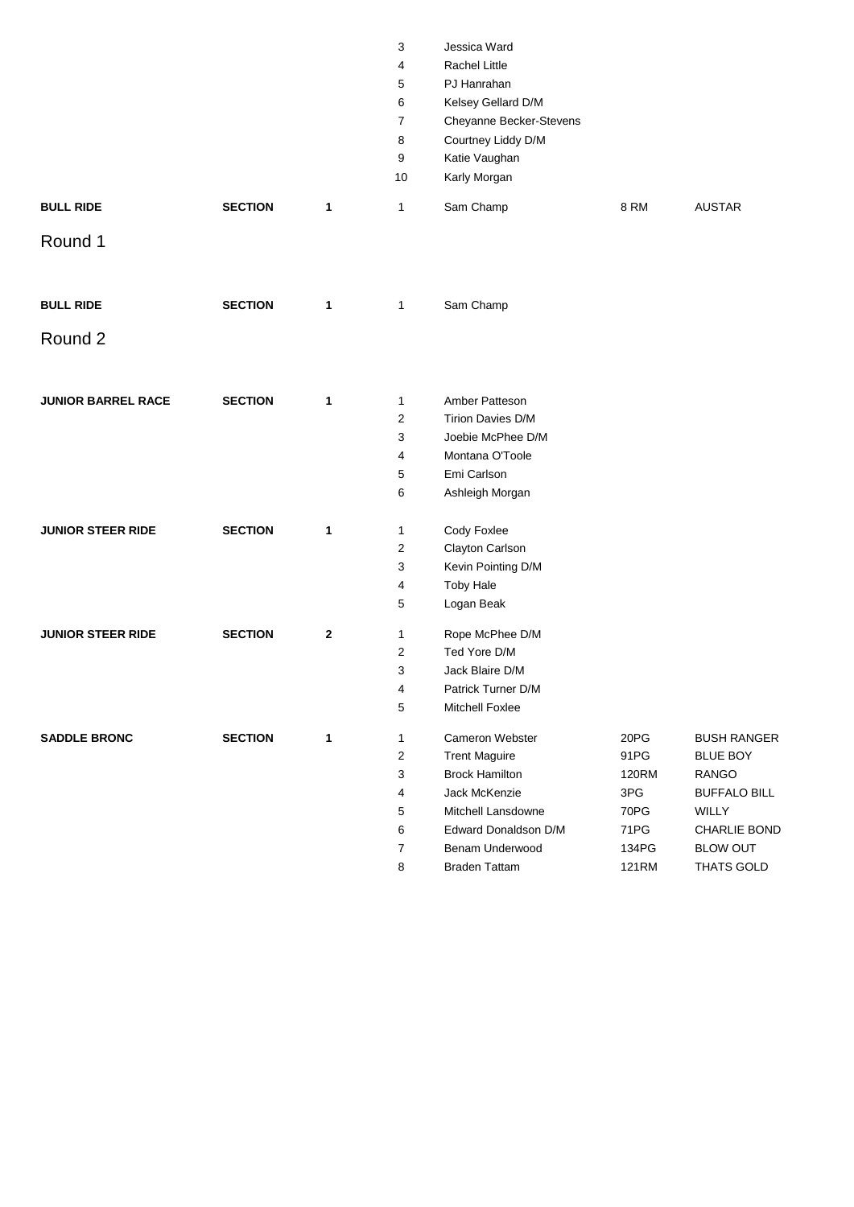| Event | | Section | Draw | Name | Number | Stock |
|---|---|---|---|---|---|---|
| | | | 3 | Jessica Ward | | |
| | | | 4 | Rachel Little | | |
| | | | 5 | PJ Hanrahan | | |
| | | | 6 | Kelsey Gellard D/M | | |
| | | | 7 | Cheyanne Becker-Stevens | | |
| | | | 8 | Courtney Liddy D/M | | |
| | | | 9 | Katie Vaughan | | |
| | | | 10 | Karly Morgan | | |
| **BULL RIDE** | **SECTION** | **1** | 1 | Sam Champ | 8 RM | AUSTAR |
| Round 1 | | | | | | |
| **BULL RIDE** | **SECTION** | **1** | 1 | Sam Champ | | |
| Round 2 | | | | | | |
| **JUNIOR BARREL RACE** | **SECTION** | **1** | 1 | Amber Patteson | | |
| | | | 2 | Tirion Davies D/M | | |
| | | | 3 | Joebie McPhee D/M | | |
| | | | 4 | Montana O'Toole | | |
| | | | 5 | Emi Carlson | | |
| | | | 6 | Ashleigh Morgan | | |
| **JUNIOR STEER RIDE** | **SECTION** | **1** | 1 | Cody Foxlee | | |
| | | | 2 | Clayton Carlson | | |
| | | | 3 | Kevin Pointing D/M | | |
| | | | 4 | Toby Hale | | |
| | | | 5 | Logan Beak | | |
| **JUNIOR STEER RIDE** | **SECTION** | **2** | 1 | Rope McPhee D/M | | |
| | | | 2 | Ted Yore D/M | | |
| | | | 3 | Jack Blaire D/M | | |
| | | | 4 | Patrick Turner D/M | | |
| | | | 5 | Mitchell Foxlee | | |
| **SADDLE BRONC** | **SECTION** | **1** | 1 | Cameron Webster | 20PG | BUSH RANGER |
| | | | 2 | Trent Maguire | 91PG | BLUE BOY |
| | | | 3 | Brock Hamilton | 120RM | RANGO |
| | | | 4 | Jack McKenzie | 3PG | BUFFALO BILL |
| | | | 5 | Mitchell Lansdowne | 70PG | WILLY |
| | | | 6 | Edward Donaldson D/M | 71PG | CHARLIE BOND |
| | | | 7 | Benam Underwood | 134PG | BLOW OUT |
| | | | 8 | Braden Tattam | 121RM | THATS GOLD |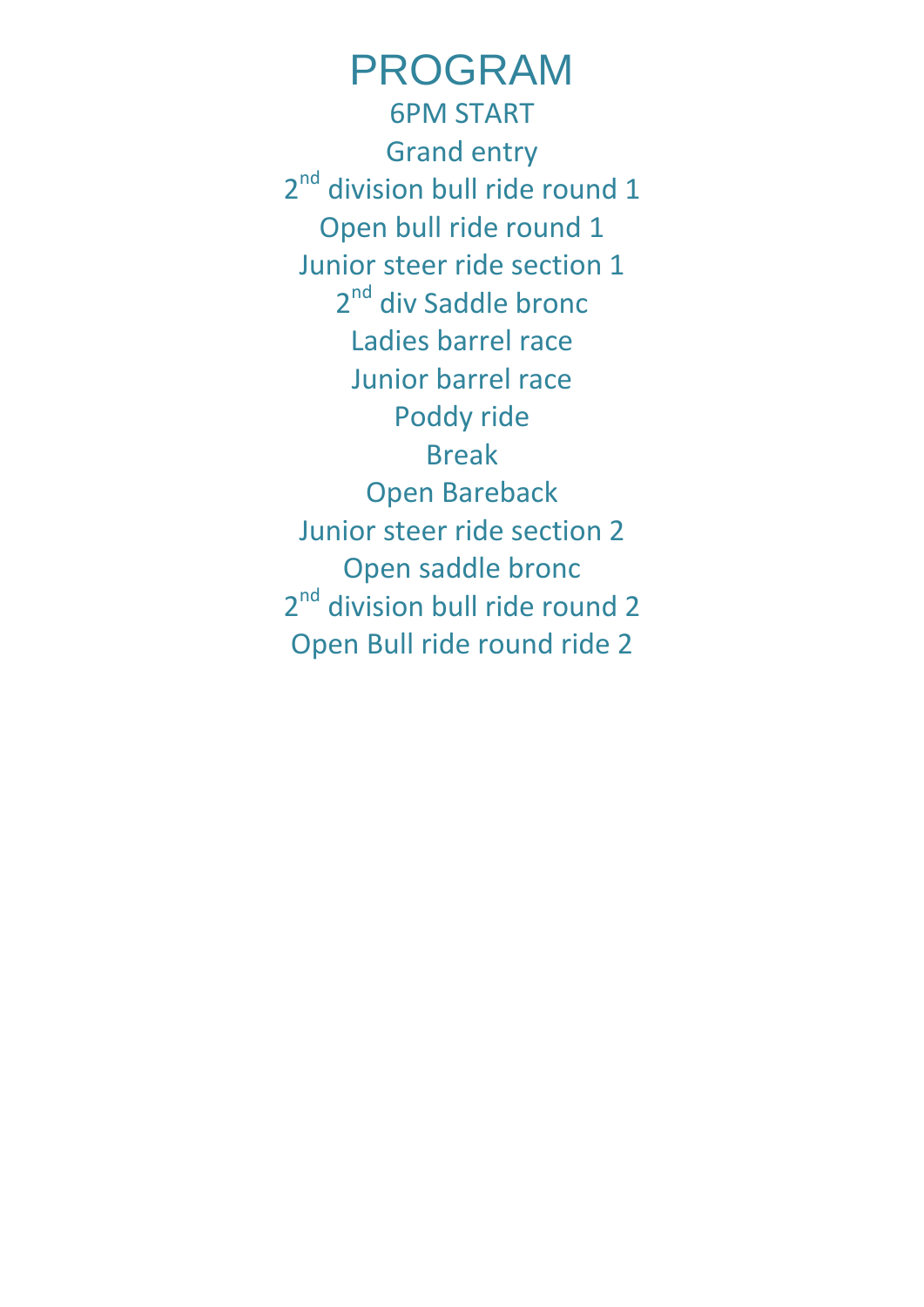# PROGRAM

6PM START

Grand entry

2nd division bull ride round 1

Open bull ride round 1

Junior steer ride section 1

2nd div Saddle bronc

Ladies barrel race

Junior barrel race

Poddy ride

Break

Open Bareback

Junior steer ride section 2

Open saddle bronc

2nd division bull ride round 2

Open Bull ride round ride 2